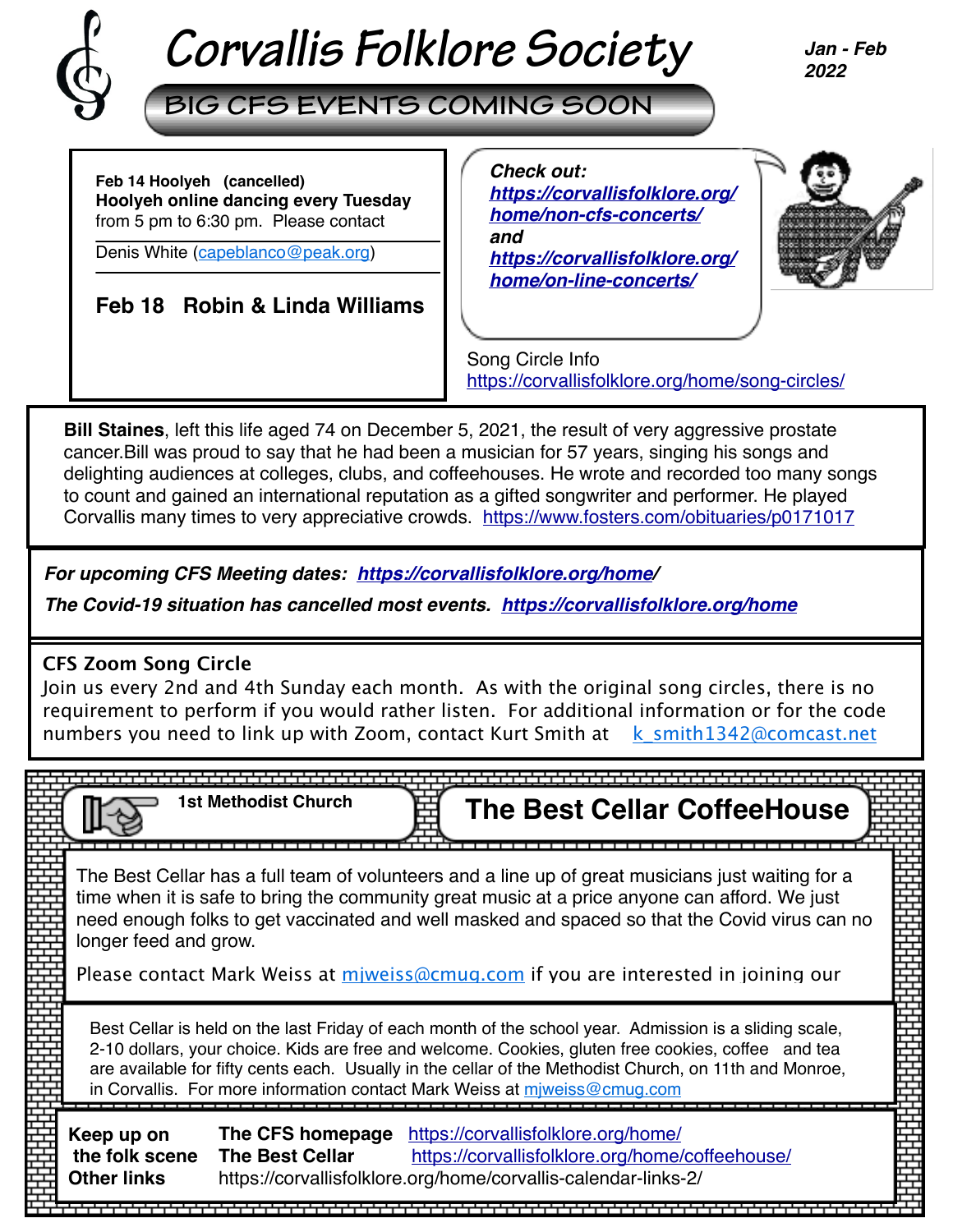# Corvallis Folklore Society

*Jan - Feb 2022*

## BIG CFS EVENTS COMING SOON

**Feb 14 Hoolyeh (cancelled)**
**Hoolyeh online dancing every Tuesday** from 5 pm to 6:30 pm. Please contact Denis White (capeblanco@peak.org)

**Feb 18 Robin & Linda Williams**

***Check out:***
***https://corvallisfolklore.org/home/non-cfs-concerts/***
***and***
***https://corvallisfolklore.org/home/on-line-concerts/***

Song Circle Info
https://corvallisfolklore.org/home/song-circles/

**Bill Staines**, left this life aged 74 on December 5, 2021, the result of very aggressive prostate cancer.Bill was proud to say that he had been a musician for 57 years, singing his songs and delighting audiences at colleges, clubs, and coffeehouses. He wrote and recorded too many songs to count and gained an international reputation as a gifted songwriter and performer. He played Corvallis many times to very appreciative crowds. https://www.fosters.com/obituaries/p0171017

***For upcoming CFS Meeting dates: https://corvallisfolklore.org/home/***

***The Covid-19 situation has cancelled most events. https://corvallisfolklore.org/home***

### CFS Zoom Song Circle

Join us every 2nd and 4th Sunday each month. As with the original song circles, there is no requirement to perform if you would rather listen. For additional information or for the code numbers you need to link up with Zoom, contact Kurt Smith at k_smith1342@comcast.net

**1st Methodist Church**

## The Best Cellar CoffeeHouse

The Best Cellar has a full team of volunteers and a line up of great musicians just waiting for a time when it is safe to bring the community great music at a price anyone can afford. We just need enough folks to get vaccinated and well masked and spaced so that the Covid virus can no longer feed and grow.

Please contact Mark Weiss at mjweiss@cmug.com if you are interested in joining our

Best Cellar is held on the last Friday of each month of the school year. Admission is a sliding scale, 2-10 dollars, your choice. Kids are free and welcome. Cookies, gluten free cookies, coffee and tea are available for fifty cents each. Usually in the cellar of the Methodist Church, on 11th and Monroe, in Corvallis. For more information contact Mark Weiss at mjweiss@cmug.com

**Keep up on the folk scene**

**The CFS homepage** https://corvallisfolklore.org/home/
**The Best Cellar** https://corvallisfolklore.org/home/coffeehouse/
**Other links** https://corvallisfolklore.org/home/corvallis-calendar-links-2/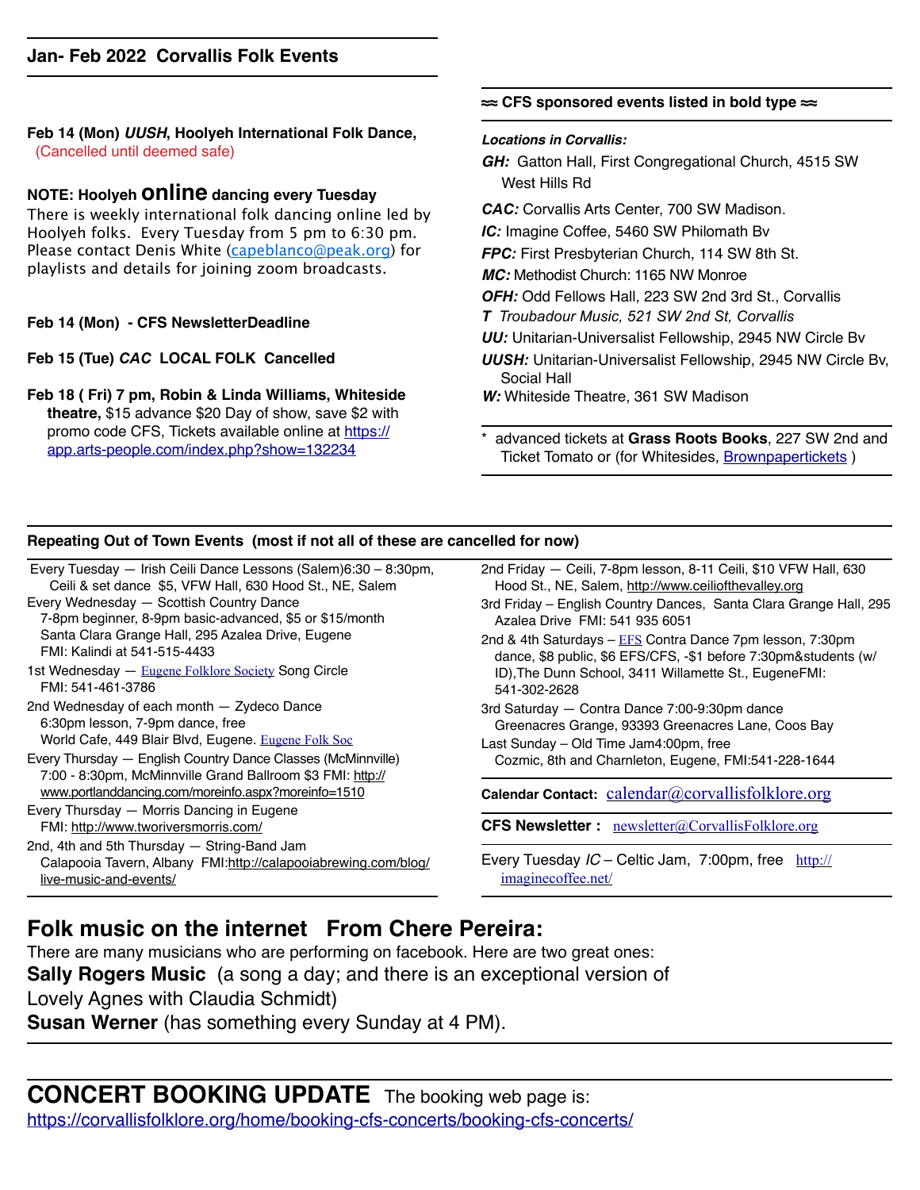## Jan- Feb 2022 Corvallis Folk Events

**Feb 14 (Mon) *UUSH*, Hoolyeh International Folk Dance,** (Cancelled until deemed safe)

**NOTE: Hoolyeh online dancing every Tuesday**
There is weekly international folk dancing online led by Hoolyeh folks. Every Tuesday from 5 pm to 6:30 pm. Please contact Denis White (capeblanco@peak.org) for playlists and details for joining zoom broadcasts.

**Feb 14 (Mon) - CFS NewsletterDeadline**

**Feb 15 (Tue) *CAC* LOCAL FOLK Cancelled**

**Feb 18 ( Fri) 7 pm, Robin & Linda Williams, Whiteside theatre,** $15 advance $20 Day of show, save $2 with promo code CFS, Tickets available online at https://app.arts-people.com/index.php?show=132234

**≈ CFS sponsored events listed in bold type ≈**

***Locations in Corvallis:***

***GH:*** Gatton Hall, First Congregational Church, 4515 SW West Hills Rd

***CAC:*** Corvallis Arts Center, 700 SW Madison.

***IC:*** Imagine Coffee, 5460 SW Philomath Bv

***FPC:*** First Presbyterian Church, 114 SW 8th St.

***MC:*** Methodist Church: 1165 NW Monroe

***OFH:*** Odd Fellows Hall, 223 SW 2nd 3rd St., Corvallis

***T*** *Troubadour Music, 521 SW 2nd St, Corvallis*

***UU:*** Unitarian-Universalist Fellowship, 2945 NW Circle Bv

***UUSH:*** Unitarian-Universalist Fellowship, 2945 NW Circle Bv, Social Hall

***W:*** Whiteside Theatre, 361 SW Madison

* advanced tickets at **Grass Roots Books**, 227 SW 2nd and Ticket Tomato or (for Whitesides, Brownpapertickets )

### Repeating Out of Town Events (most if not all of these are cancelled for now)

Every Tuesday — Irish Ceili Dance Lessons (Salem)6:30 – 8:30pm, Ceili & set dance $5, VFW Hall, 630 Hood St., NE, Salem

Every Wednesday — Scottish Country Dance 7-8pm beginner, 8-9pm basic-advanced, $5 or $15/month Santa Clara Grange Hall, 295 Azalea Drive, Eugene FMI: Kalindi at 541-515-4433

1st Wednesday — Eugene Folklore Society Song Circle FMI: 541-461-3786

2nd Wednesday of each month — Zydeco Dance 6:30pm lesson, 7-9pm dance, free World Cafe, 449 Blair Blvd, Eugene. Eugene Folk Soc

Every Thursday — English Country Dance Classes (McMinnville) 7:00 - 8:30pm, McMinnville Grand Ballroom $3 FMI: http://www.portlanddancing.com/moreinfo.aspx?moreinfo=1510

Every Thursday — Morris Dancing in Eugene FMI: http://www.tworiversmorris.com/

2nd, 4th and 5th Thursday — String-Band Jam Calapooia Tavern, Albany FMI:http://calapooiabrewing.com/blog/live-music-and-events/

2nd Friday — Ceili, 7-8pm lesson, 8-11 Ceili, $10 VFW Hall, 630 Hood St., NE, Salem, http://www.ceiliofthevalley.org

3rd Friday – English Country Dances, Santa Clara Grange Hall, 295 Azalea Drive FMI: 541 935 6051

2nd & 4th Saturdays – EFS Contra Dance 7pm lesson, 7:30pm dance, $8 public, $6 EFS/CFS, -$1 before 7:30pm&students (w/ ID),The Dunn School, 3411 Willamette St., EugeneFMI: 541-302-2628

3rd Saturday — Contra Dance 7:00-9:30pm dance Greenacres Grange, 93393 Greenacres Lane, Coos Bay

Last Sunday – Old Time Jam4:00pm, free Cozmic, 8th and Charnleton, Eugene, FMI:541-228-1644

**Calendar Contact:** calendar@corvallisfolklore.org

**CFS Newsletter :** newsletter@CorvallisFolklore.org

Every Tuesday *IC* – Celtic Jam, 7:00pm, free http://imaginecoffee.net/

## Folk music on the internet From Chere Pereira:

There are many musicians who are performing on facebook. Here are two great ones:

**Sally Rogers Music** (a song a day; and there is an exceptional version of Lovely Agnes with Claudia Schmidt)

**Susan Werner** (has something every Sunday at 4 PM).

## CONCERT BOOKING UPDATE

The booking web page is:
https://corvallisfolklore.org/home/booking-cfs-concerts/booking-cfs-concerts/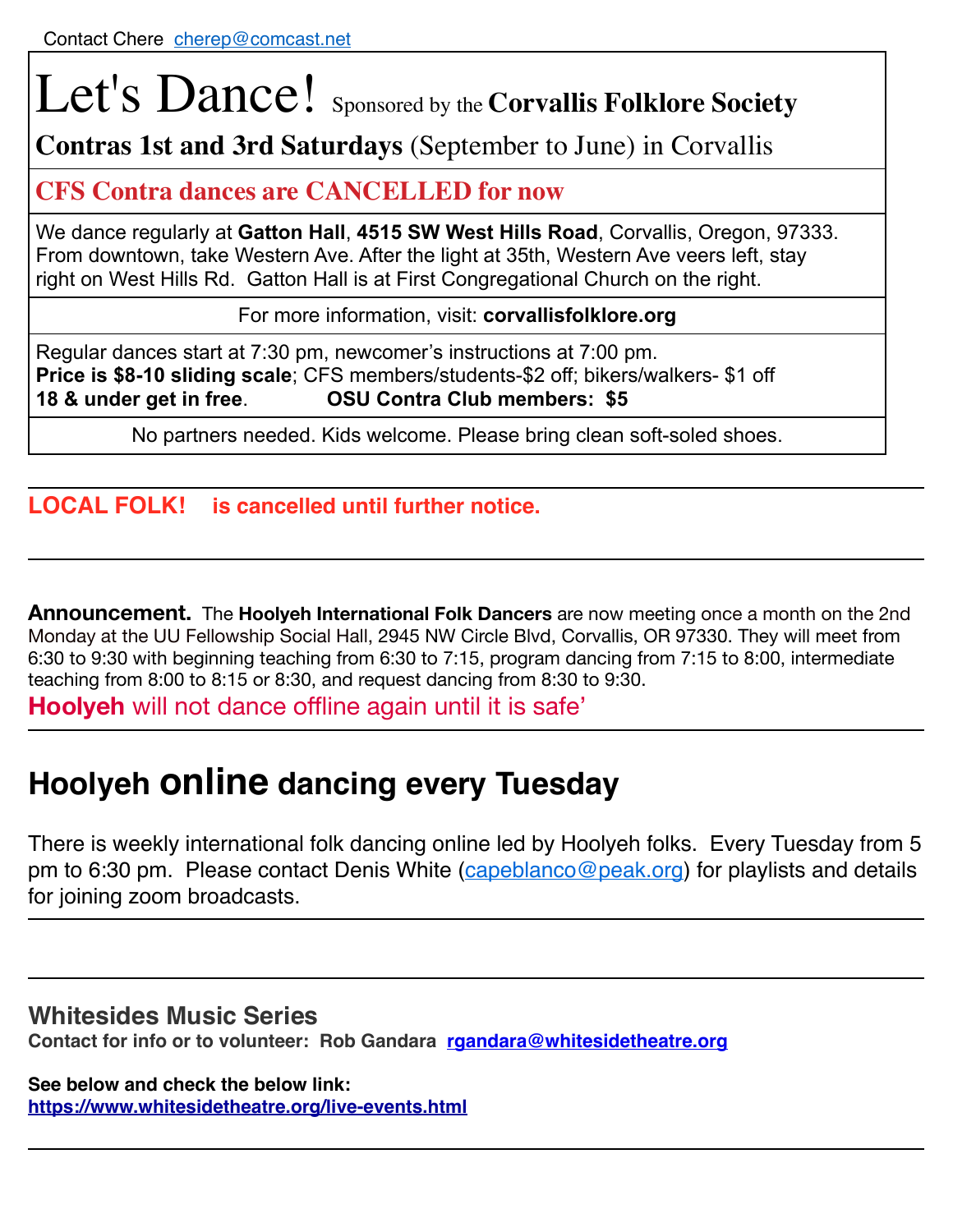Contact Chere cherep@comcast.net

# Let's Dance! Sponsored by the **Corvallis Folklore Society**

**Contras 1st and 3rd Saturdays** (September to June) in Corvallis

## CFS Contra dances are CANCELLED for now

We dance regularly at **Gatton Hall**, **4515 SW West Hills Road**, Corvallis, Oregon, 97333. From downtown, take Western Ave. After the light at 35th, Western Ave veers left, stay right on West Hills Rd. Gatton Hall is at First Congregational Church on the right.

For more information, visit: **corvallisfolklore.org**

Regular dances start at 7:30 pm, newcomer's instructions at 7:00 pm.
**Price is $8-10 sliding scale**; CFS members/students-$2 off; bikers/walkers- $1 off
**18 & under get in free**. **OSU Contra Club members: $5**

No partners needed. Kids welcome. Please bring clean soft-soled shoes.

---

**LOCAL FOLK! is cancelled until further notice.**

---

**Announcement.** The **Hoolyeh International Folk Dancers** are now meeting once a month on the 2nd Monday at the UU Fellowship Social Hall, 2945 NW Circle Blvd, Corvallis, OR 97330. They will meet from 6:30 to 9:30 with beginning teaching from 6:30 to 7:15, program dancing from 7:15 to 8:00, intermediate teaching from 8:00 to 8:15 or 8:30, and request dancing from 8:30 to 9:30.

**Hoolyeh** will not dance offline again until it is safe'

---

## Hoolyeh online dancing every Tuesday

There is weekly international folk dancing online led by Hoolyeh folks. Every Tuesday from 5 pm to 6:30 pm. Please contact Denis White (capeblanco@peak.org) for playlists and details for joining zoom broadcasts.

---

### Whitesides Music Series

**Contact for info or to volunteer: Rob Gandara rgandara@whitesidetheatre.org**

**See below and check the below link:**
**https://www.whitesidetheatre.org/live-events.html**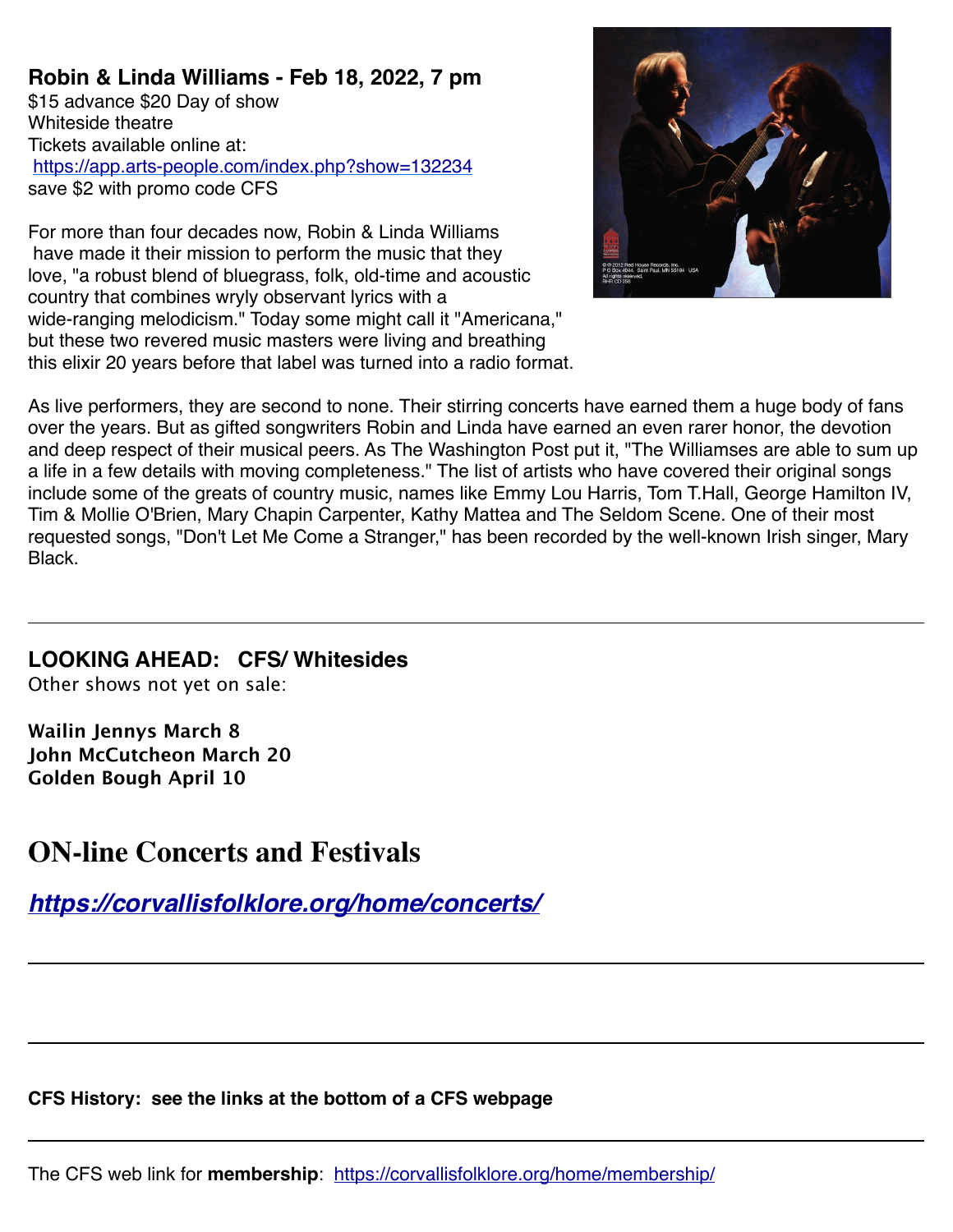**Robin & Linda Williams - Feb 18, 2022, 7 pm**
$15 advance $20 Day of show
Whiteside theatre
Tickets available online at:
https://app.arts-people.com/index.php?show=132234
save $2 with promo code CFS

For more than four decades now, Robin & Linda Williams have made it their mission to perform the music that they love, "a robust blend of bluegrass, folk, old-time and acoustic country that combines wryly observant lyrics with a wide-ranging melodicism." Today some might call it "Americana," but these two revered music masters were living and breathing this elixir 20 years before that label was turned into a radio format.

As live performers, they are second to none. Their stirring concerts have earned them a huge body of fans over the years. But as gifted songwriters Robin and Linda have earned an even rarer honor, the devotion and deep respect of their musical peers. As The Washington Post put it, "The Williamses are able to sum up a life in a few details with moving completeness." The list of artists who have covered their original songs include some of the greats of country music, names like Emmy Lou Harris, Tom T.Hall, George Hamilton IV, Tim & Mollie O'Brien, Mary Chapin Carpenter, Kathy Mattea and The Seldom Scene. One of their most requested songs, "Don't Let Me Come a Stranger," has been recorded by the well-known Irish singer, Mary Black.

---

**LOOKING AHEAD: CFS/ Whitesides**
Other shows not yet on sale:

**Wailin Jennys March 8**
**John McCutcheon March 20**
**Golden Bough April 10**

# ON-line Concerts and Festivals

***https://corvallisfolklore.org/home/concerts/***

---

---

**CFS History: see the links at the bottom of a CFS webpage**

---

The CFS web link for **membership**: https://corvallisfolklore.org/home/membership/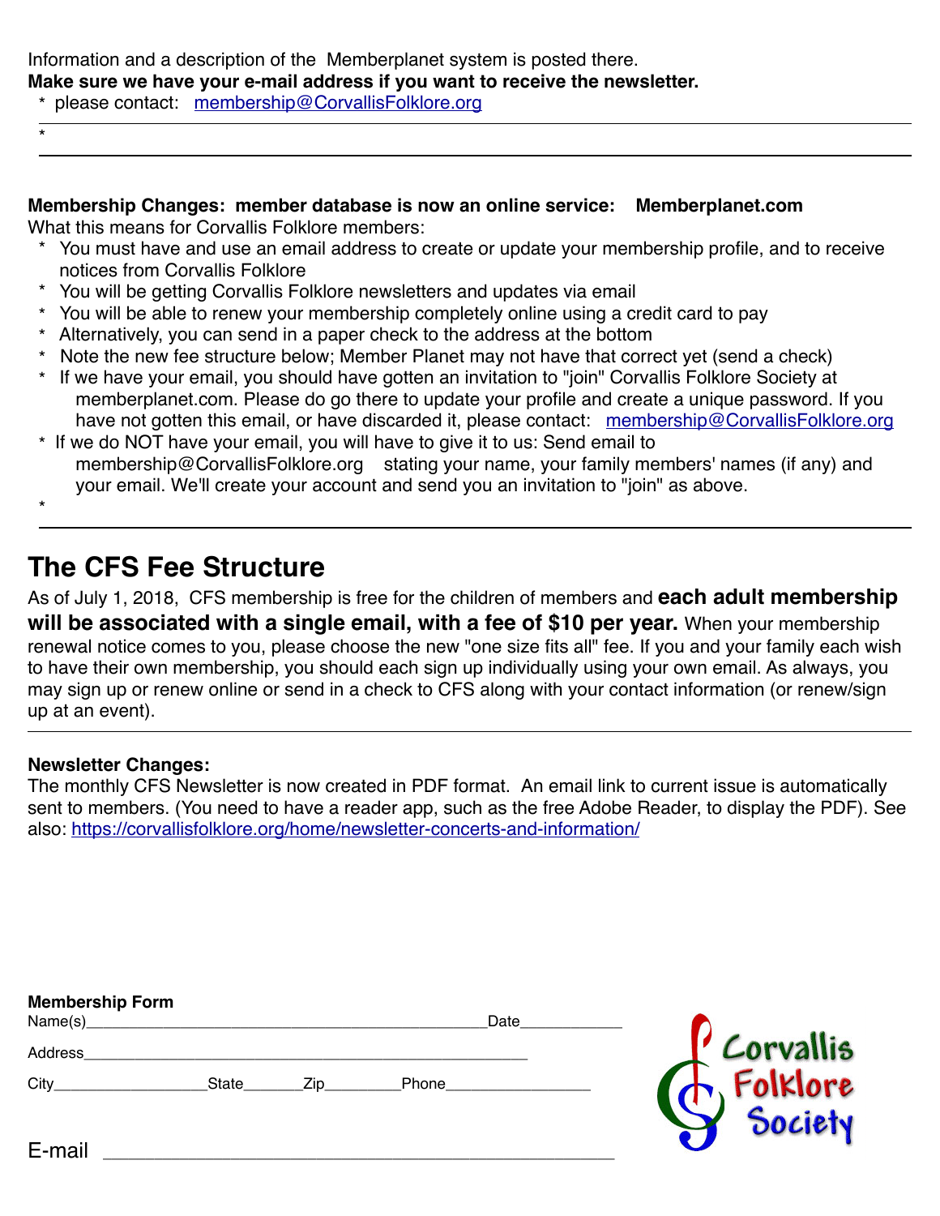Information and a description of the Memberplanet system is posted there.

**Make sure we have your e-mail address if you want to receive the newsletter.**

* please contact: membership@CorvallisFolklore.org
*

---

**Membership Changes: member database is now an online service: Memberplanet.com**

What this means for Corvallis Folklore members:

* You must have and use an email address to create or update your membership profile, and to receive notices from Corvallis Folklore
* You will be getting Corvallis Folklore newsletters and updates via email
* You will be able to renew your membership completely online using a credit card to pay
* Alternatively, you can send in a paper check to the address at the bottom
* Note the new fee structure below; Member Planet may not have that correct yet (send a check)
* If we have your email, you should have gotten an invitation to "join" Corvallis Folklore Society at memberplanet.com. Please do go there to update your profile and create a unique password. If you have not gotten this email, or have discarded it, please contact: membership@CorvallisFolklore.org
* If we do NOT have your email, you will have to give it to us: Send email to membership@CorvallisFolklore.org stating your name, your family members' names (if any) and your email. We'll create your account and send you an invitation to "join" as above.
*

---

## The CFS Fee Structure

As of July 1, 2018, CFS membership is free for the children of members and **each adult membership will be associated with a single email, with a fee of $10 per year.** When your membership renewal notice comes to you, please choose the new "one size fits all" fee. If you and your family each wish to have their own membership, you should each sign up individually using your own email. As always, you may sign up or renew online or send in a check to CFS along with your contact information (or renew/sign up at an event).

---

**Newsletter Changes:**

The monthly CFS Newsletter is now created in PDF format. An email link to current issue is automatically sent to members. (You need to have a reader app, such as the free Adobe Reader, to display the PDF). See also: https://corvallisfolklore.org/home/newsletter-concerts-and-information/

**Membership Form**

Name(s)_______________________________________________Date____________

Address_____________________________________________________

City__________________State_______Zip_________Phone_________________

E-mail ______________________________________________

Corvallis Folklore Society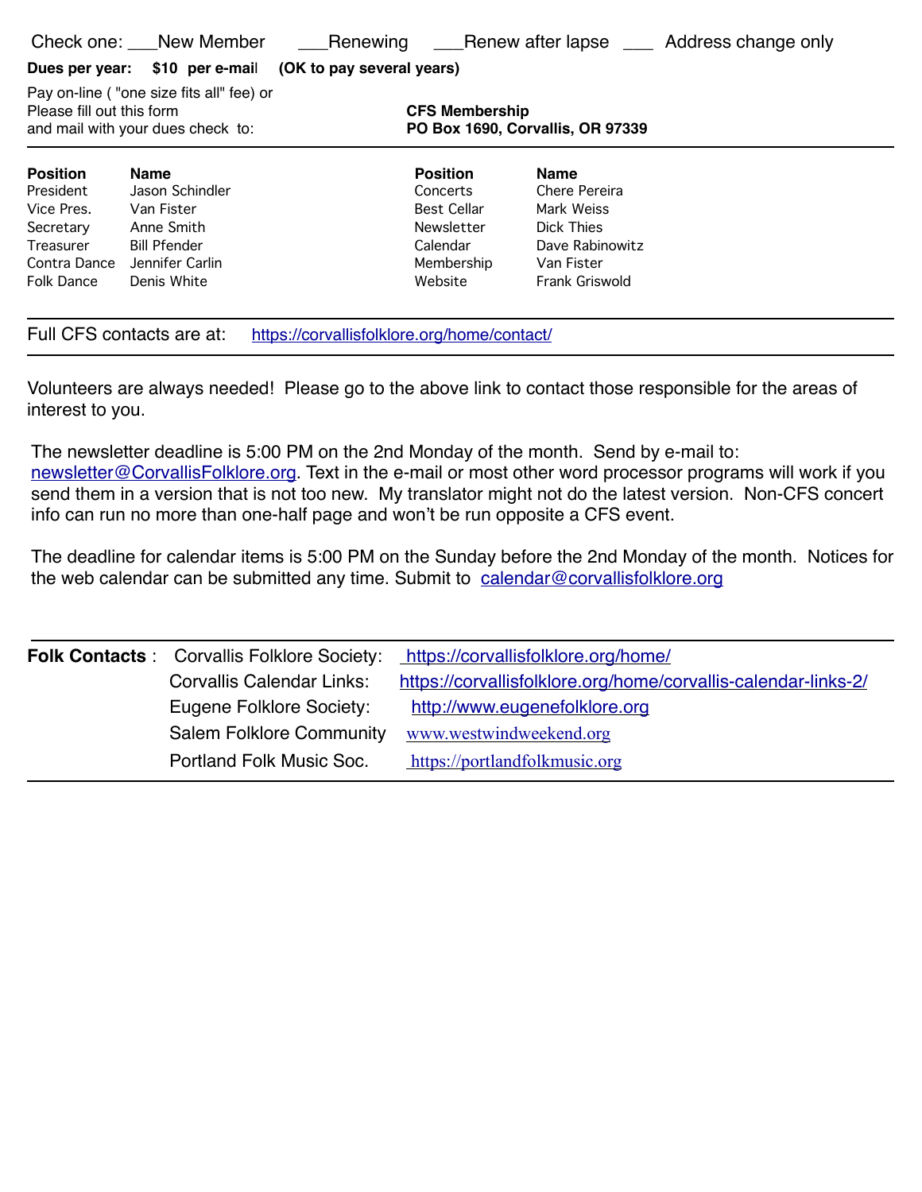Check one: ___New Member ___Renewing ___Renew after lapse ___ Address change only

**Dues per year: $10 per e-mail (OK to pay several years)**

Pay on-line ( "one size fits all" fee) or
Please fill out this form
and mail with your dues check to:

**CFS Membership**
**PO Box 1690, Corvallis, OR 97339**

| Position | Name | Position | Name |
|---|---|---|---|
| President | Jason Schindler | Concerts | Chere Pereira |
| Vice Pres. | Van Fister | Best Cellar | Mark Weiss |
| Secretary | Anne Smith | Newsletter | Dick Thies |
| Treasurer | Bill Pfender | Calendar | Dave Rabinowitz |
| Contra Dance | Jennifer Carlin | Membership | Van Fister |
| Folk Dance | Denis White | Website | Frank Griswold |

Full CFS contacts are at: https://corvallisfolklore.org/home/contact/

Volunteers are always needed! Please go to the above link to contact those responsible for the areas of interest to you.

The newsletter deadline is 5:00 PM on the 2nd Monday of the month. Send by e-mail to: newsletter@CorvallisFolklore.org. Text in the e-mail or most other word processor programs will work if you send them in a version that is not too new. My translator might not do the latest version. Non-CFS concert info can run no more than one-half page and won't be run opposite a CFS event.

The deadline for calendar items is 5:00 PM on the Sunday before the 2nd Monday of the month. Notices for the web calendar can be submitted any time. Submit to calendar@corvallisfolklore.org

**Folk Contacts** :

| | | |
|---|---|---|
| | Corvallis Folklore Society: | https://corvallisfolklore.org/home/ |
| | Corvallis Calendar Links: | https://corvallisfolklore.org/home/corvallis-calendar-links-2/ |
| | Eugene Folklore Society: | http://www.eugenefolklore.org |
| | Salem Folklore Community | www.westwindweekend.org |
| | Portland Folk Music Soc. | https://portlandfolkmusic.org |